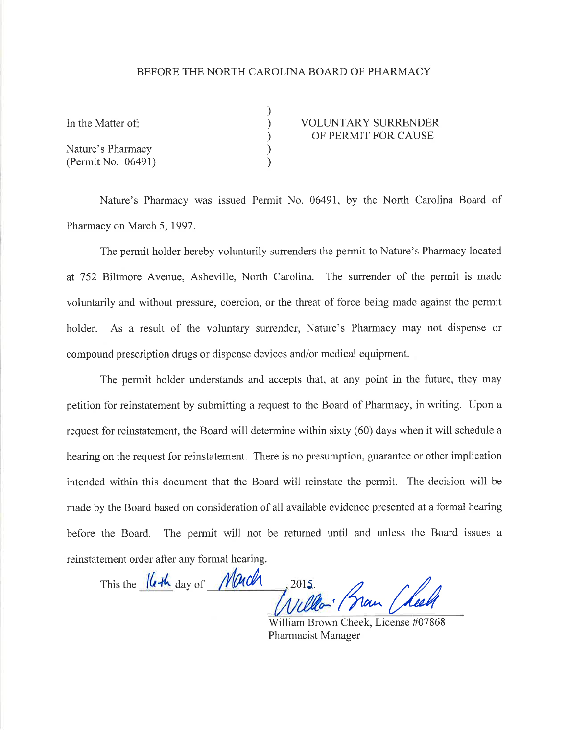BEFORE THE NORTH CAROLINA BOARD OF PHARMACY

| | | |
|---|---|---|
| In the Matter of: | ) | VOLUNTARY SURRENDER OF PERMIT FOR CAUSE |
| Nature's Pharmacy (Permit No. 06491) | ) | |

Nature's Pharmacy was issued Permit No. 06491, by the North Carolina Board of Pharmacy on March 5, 1997.

The permit holder hereby voluntarily surrenders the permit to Nature's Pharmacy located at 752 Biltmore Avenue, Asheville, North Carolina. The surrender of the permit is made voluntarily and without pressure, coercion, or the threat of force being made against the permit holder. As a result of the voluntary surrender, Nature's Pharmacy may not dispense or compound prescription drugs or dispense devices and/or medical equipment.

The permit holder understands and accepts that, at any point in the future, they may petition for reinstatement by submitting a request to the Board of Pharmacy, in writing. Upon a request for reinstatement, the Board will determine within sixty (60) days when it will schedule a hearing on the request for reinstatement. There is no presumption, guarantee or other implication intended within this document that the Board will reinstate the permit. The decision will be made by the Board based on consideration of all available evidence presented at a formal hearing before the Board. The permit will not be returned until and unless the Board issues a reinstatement order after any formal hearing.

This the 16th day of March, 2015.

William Brown Cheek

William Brown Cheek, License #07868
Pharmacist Manager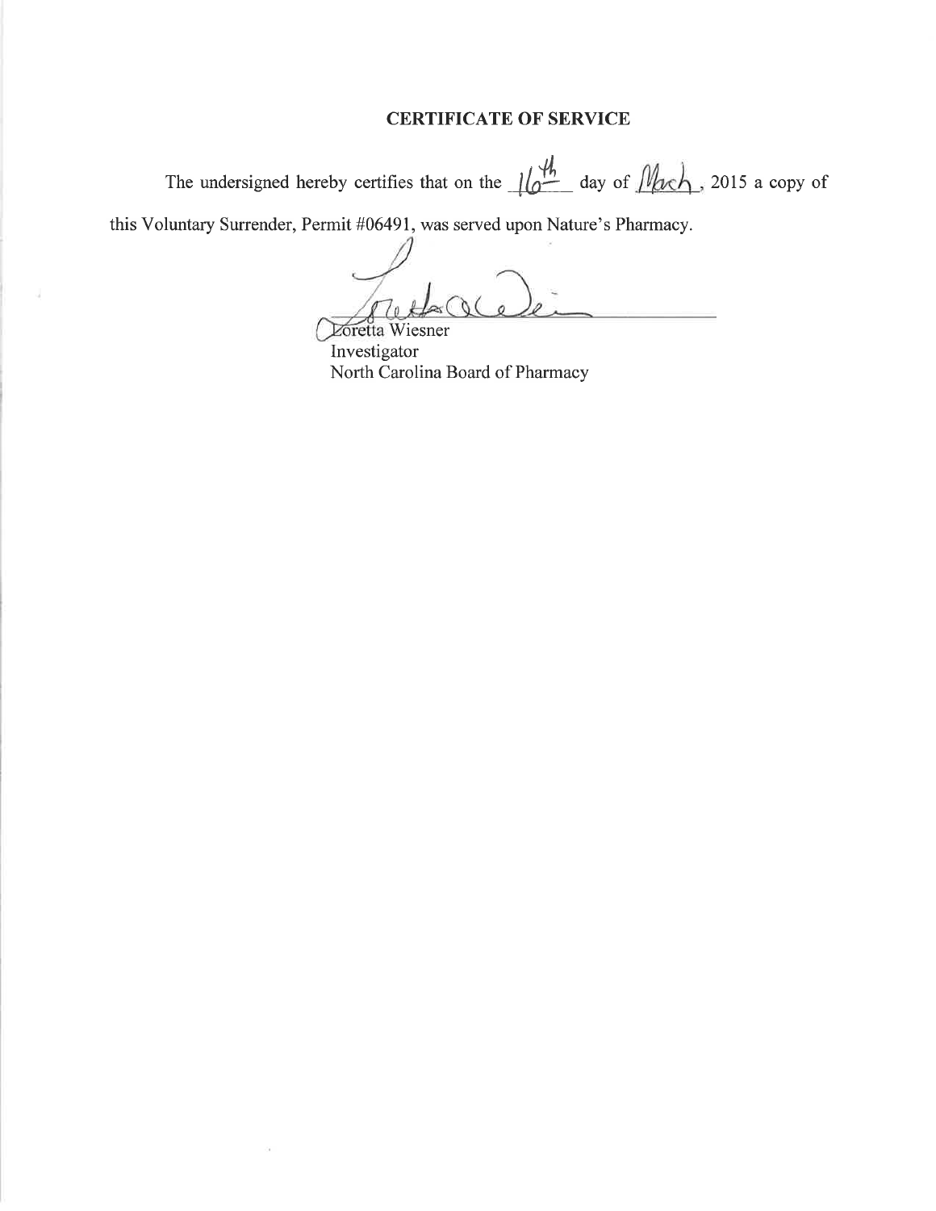## CERTIFICATE OF SERVICE

The undersigned hereby certifies that on the 16th day of March, 2015 a copy of this Voluntary Surrender, Permit #06491, was served upon Nature's Pharmacy.

Loretta Wiesner
Investigator
North Carolina Board of Pharmacy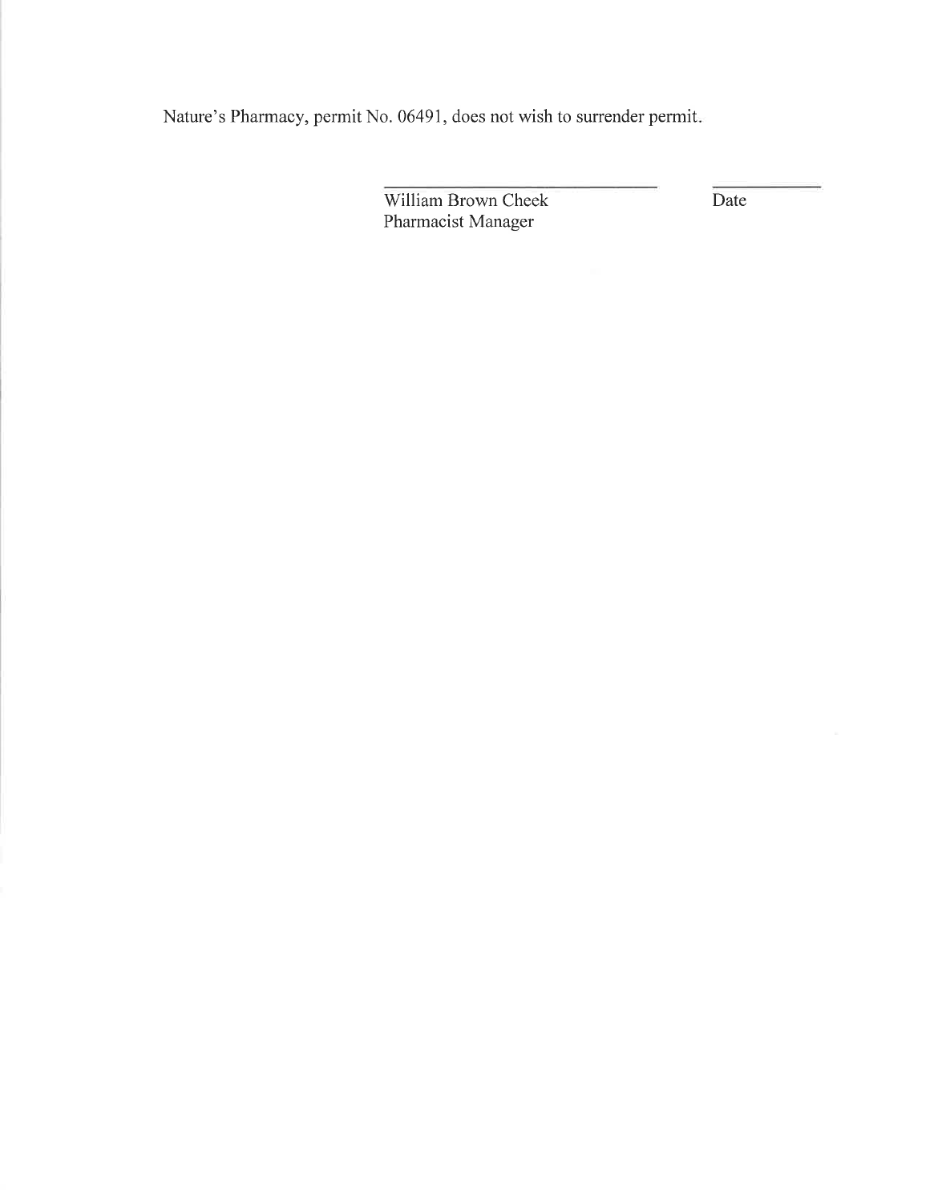Nature's Pharmacy, permit No. 06491, does not wish to surrender permit.

\_\_\_\_\_\_\_\_\_\_\_\_\_\_\_\_\_\_\_\_\_\_\_\_\_\_\_\_\_\_ \_\_\_\_\_\_\_\_\_\_\_\_

William Brown Cheek                                        Date

Pharmacist Manager